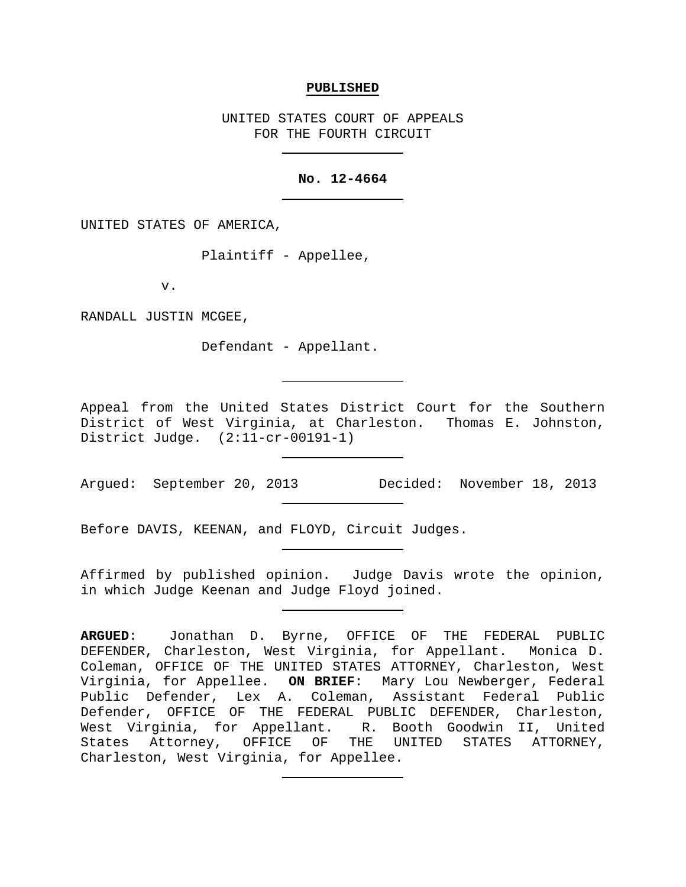**PUBLISHED**

UNITED STATES COURT OF APPEALS
FOR THE FOURTH CIRCUIT

---

**No. 12-4664**

---

UNITED STATES OF AMERICA,

Plaintiff - Appellee,

v.

RANDALL JUSTIN MCGEE,

Defendant - Appellant.

---

Appeal from the United States District Court for the Southern District of West Virginia, at Charleston. Thomas E. Johnston, District Judge. (2:11-cr-00191-1)

---

Argued: September 20, 2013 Decided: November 18, 2013

---

Before DAVIS, KEENAN, and FLOYD, Circuit Judges.

---

Affirmed by published opinion. Judge Davis wrote the opinion, in which Judge Keenan and Judge Floyd joined.

---

**ARGUED**: Jonathan D. Byrne, OFFICE OF THE FEDERAL PUBLIC DEFENDER, Charleston, West Virginia, for Appellant. Monica D. Coleman, OFFICE OF THE UNITED STATES ATTORNEY, Charleston, West Virginia, for Appellee. **ON BRIEF**: Mary Lou Newberger, Federal Public Defender, Lex A. Coleman, Assistant Federal Public Defender, OFFICE OF THE FEDERAL PUBLIC DEFENDER, Charleston, West Virginia, for Appellant. R. Booth Goodwin II, United States Attorney, OFFICE OF THE UNITED STATES ATTORNEY, Charleston, West Virginia, for Appellee.

---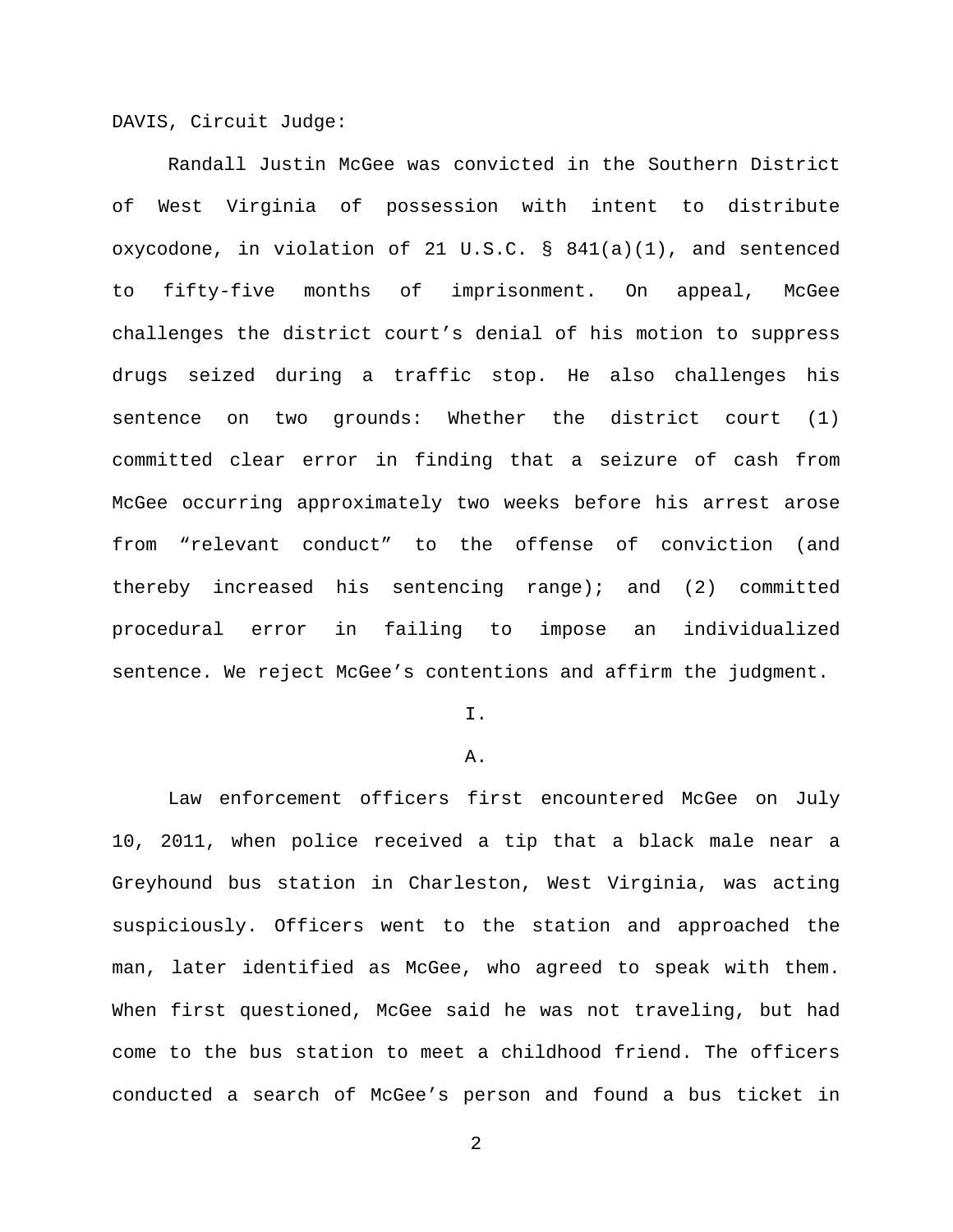DAVIS, Circuit Judge:

Randall Justin McGee was convicted in the Southern District of West Virginia of possession with intent to distribute oxycodone, in violation of 21 U.S.C. § 841(a)(1), and sentenced to fifty-five months of imprisonment. On appeal, McGee challenges the district court's denial of his motion to suppress drugs seized during a traffic stop. He also challenges his sentence on two grounds: Whether the district court (1) committed clear error in finding that a seizure of cash from McGee occurring approximately two weeks before his arrest arose from "relevant conduct" to the offense of conviction (and thereby increased his sentencing range); and (2) committed procedural error in failing to impose an individualized sentence. We reject McGee's contentions and affirm the judgment.

## I.

### A.

Law enforcement officers first encountered McGee on July 10, 2011, when police received a tip that a black male near a Greyhound bus station in Charleston, West Virginia, was acting suspiciously. Officers went to the station and approached the man, later identified as McGee, who agreed to speak with them. When first questioned, McGee said he was not traveling, but had come to the bus station to meet a childhood friend. The officers conducted a search of McGee's person and found a bus ticket in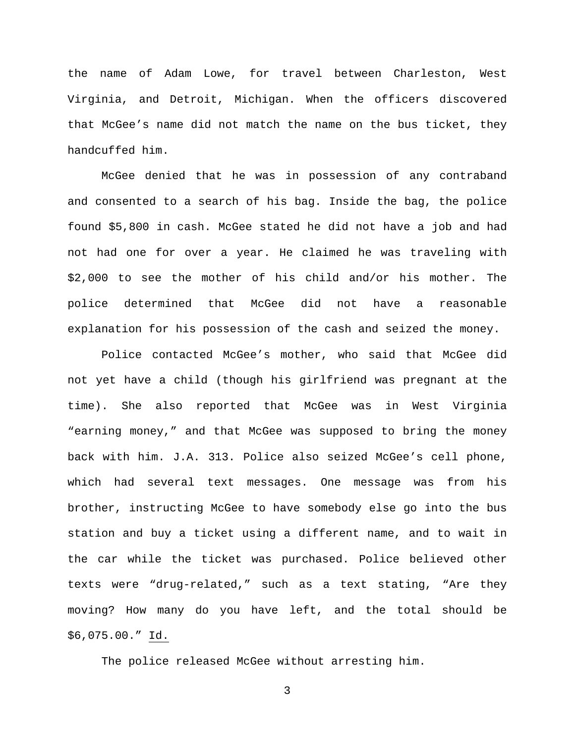the name of Adam Lowe, for travel between Charleston, West Virginia, and Detroit, Michigan. When the officers discovered that McGee's name did not match the name on the bus ticket, they handcuffed him.

McGee denied that he was in possession of any contraband and consented to a search of his bag. Inside the bag, the police found $5,800 in cash. McGee stated he did not have a job and had not had one for over a year. He claimed he was traveling with $2,000 to see the mother of his child and/or his mother. The police determined that McGee did not have a reasonable explanation for his possession of the cash and seized the money.

Police contacted McGee's mother, who said that McGee did not yet have a child (though his girlfriend was pregnant at the time). She also reported that McGee was in West Virginia "earning money," and that McGee was supposed to bring the money back with him. J.A. 313. Police also seized McGee's cell phone, which had several text messages. One message was from his brother, instructing McGee to have somebody else go into the bus station and buy a ticket using a different name, and to wait in the car while the ticket was purchased. Police believed other texts were "drug-related," such as a text stating, "Are they moving? How many do you have left, and the total should be $6,075.00." Id.

The police released McGee without arresting him.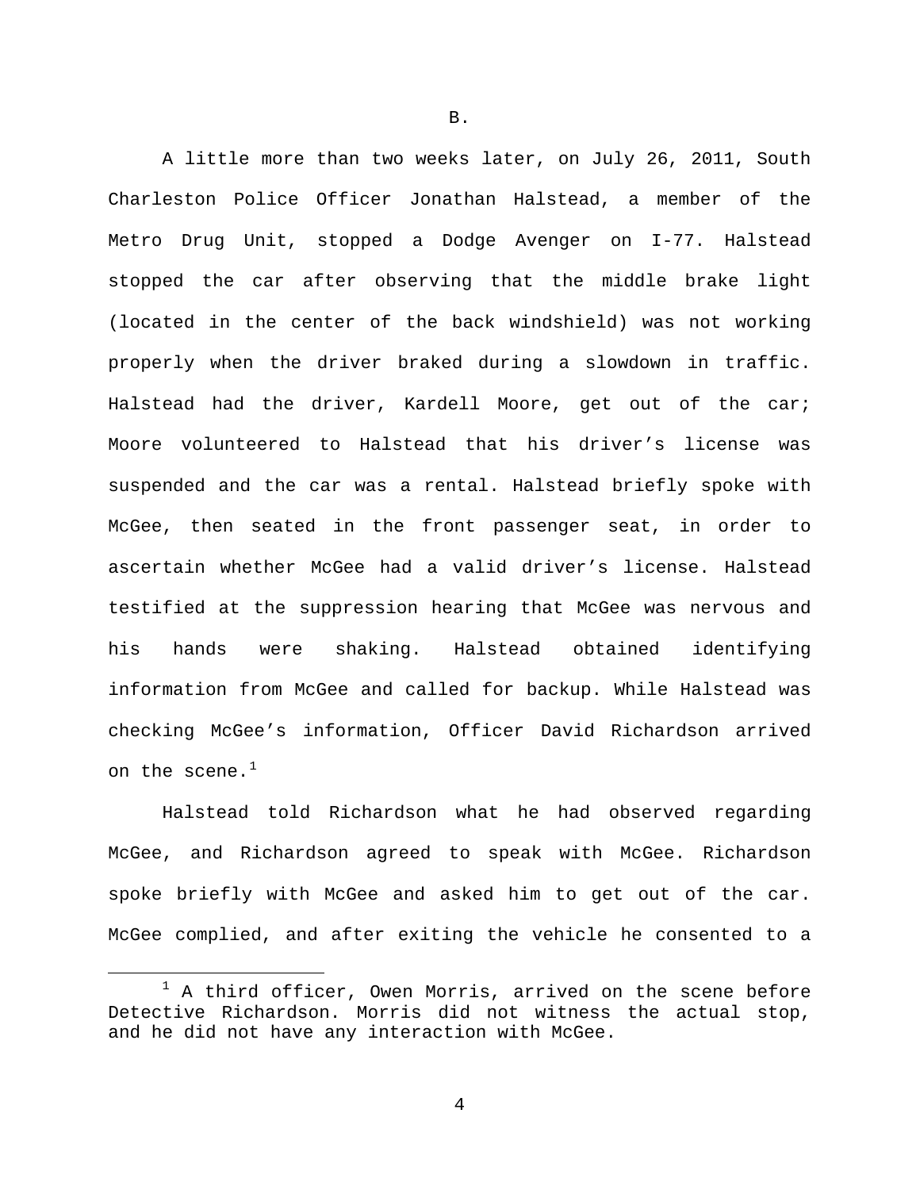B.

A little more than two weeks later, on July 26, 2011, South Charleston Police Officer Jonathan Halstead, a member of the Metro Drug Unit, stopped a Dodge Avenger on I-77. Halstead stopped the car after observing that the middle brake light (located in the center of the back windshield) was not working properly when the driver braked during a slowdown in traffic. Halstead had the driver, Kardell Moore, get out of the car; Moore volunteered to Halstead that his driver's license was suspended and the car was a rental. Halstead briefly spoke with McGee, then seated in the front passenger seat, in order to ascertain whether McGee had a valid driver's license. Halstead testified at the suppression hearing that McGee was nervous and his hands were shaking. Halstead obtained identifying information from McGee and called for backup. While Halstead was checking McGee's information, Officer David Richardson arrived on the scene.[1]

Halstead told Richardson what he had observed regarding McGee, and Richardson agreed to speak with McGee. Richardson spoke briefly with McGee and asked him to get out of the car. McGee complied, and after exiting the vehicle he consented to a

[1] A third officer, Owen Morris, arrived on the scene before Detective Richardson. Morris did not witness the actual stop, and he did not have any interaction with McGee.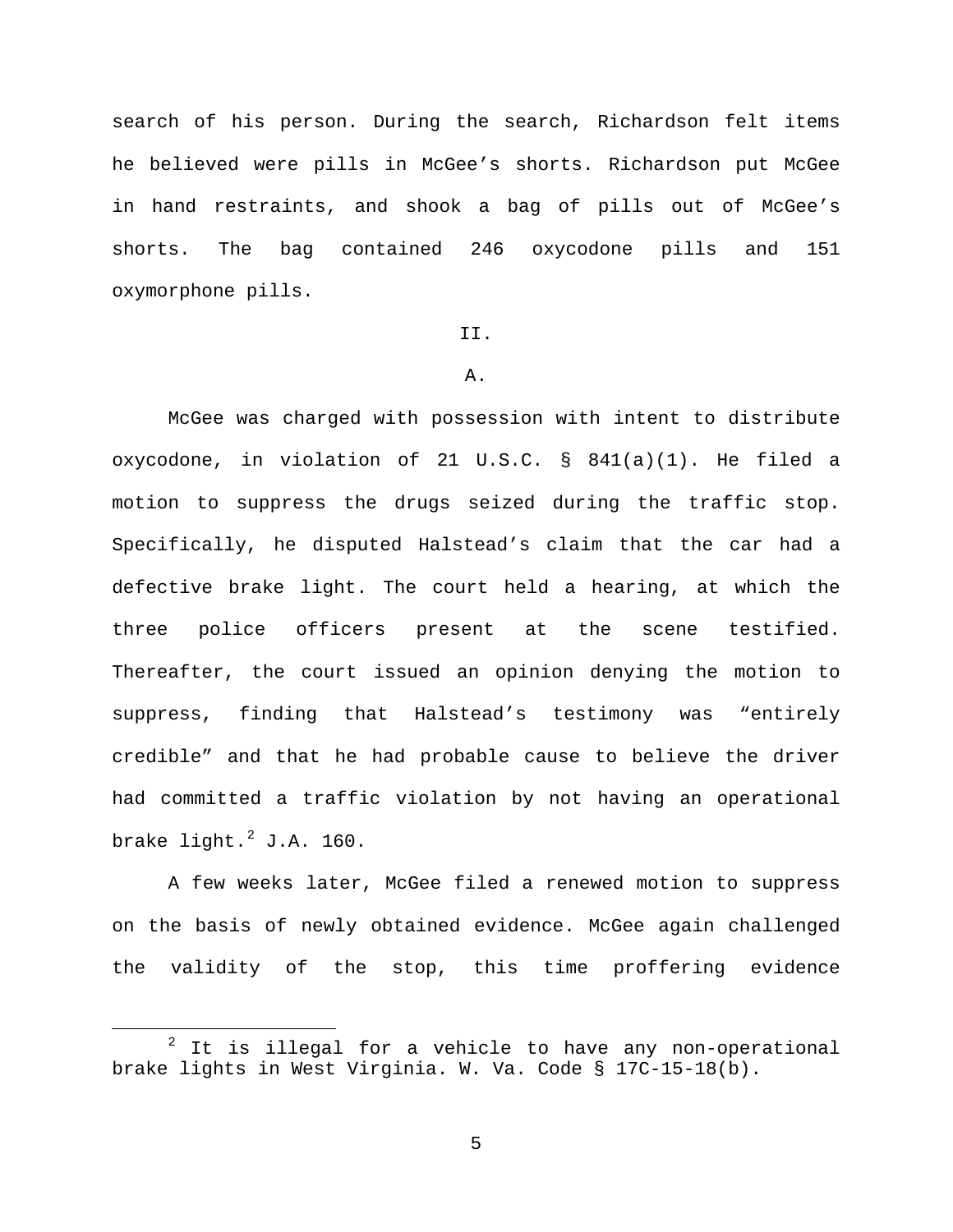search of his person. During the search, Richardson felt items he believed were pills in McGee's shorts. Richardson put McGee in hand restraints, and shook a bag of pills out of McGee's shorts. The bag contained 246 oxycodone pills and 151 oxymorphone pills.

## II.

### A.

McGee was charged with possession with intent to distribute oxycodone, in violation of 21 U.S.C. § 841(a)(1). He filed a motion to suppress the drugs seized during the traffic stop. Specifically, he disputed Halstead's claim that the car had a defective brake light. The court held a hearing, at which the three police officers present at the scene testified. Thereafter, the court issued an opinion denying the motion to suppress, finding that Halstead's testimony was "entirely credible" and that he had probable cause to believe the driver had committed a traffic violation by not having an operational brake light.[2] J.A. 160.

A few weeks later, McGee filed a renewed motion to suppress on the basis of newly obtained evidence. McGee again challenged the validity of the stop, this time proffering evidence

[2] It is illegal for a vehicle to have any non-operational brake lights in West Virginia. W. Va. Code § 17C-15-18(b).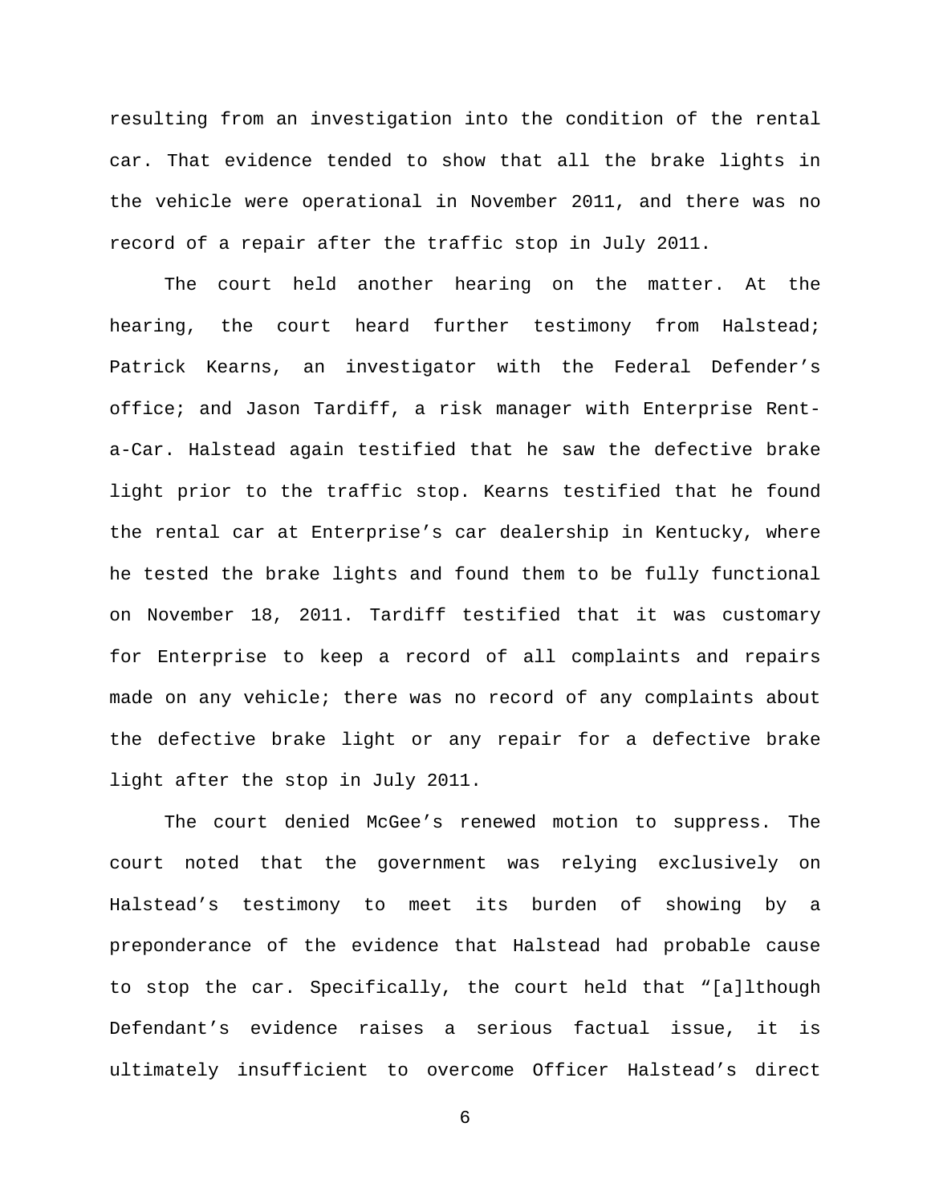resulting from an investigation into the condition of the rental car. That evidence tended to show that all the brake lights in the vehicle were operational in November 2011, and there was no record of a repair after the traffic stop in July 2011.

The court held another hearing on the matter. At the hearing, the court heard further testimony from Halstead; Patrick Kearns, an investigator with the Federal Defender's office; and Jason Tardiff, a risk manager with Enterprise Rent-a-Car. Halstead again testified that he saw the defective brake light prior to the traffic stop. Kearns testified that he found the rental car at Enterprise's car dealership in Kentucky, where he tested the brake lights and found them to be fully functional on November 18, 2011. Tardiff testified that it was customary for Enterprise to keep a record of all complaints and repairs made on any vehicle; there was no record of any complaints about the defective brake light or any repair for a defective brake light after the stop in July 2011.

The court denied McGee's renewed motion to suppress. The court noted that the government was relying exclusively on Halstead's testimony to meet its burden of showing by a preponderance of the evidence that Halstead had probable cause to stop the car. Specifically, the court held that "[a]lthough Defendant's evidence raises a serious factual issue, it is ultimately insufficient to overcome Officer Halstead's direct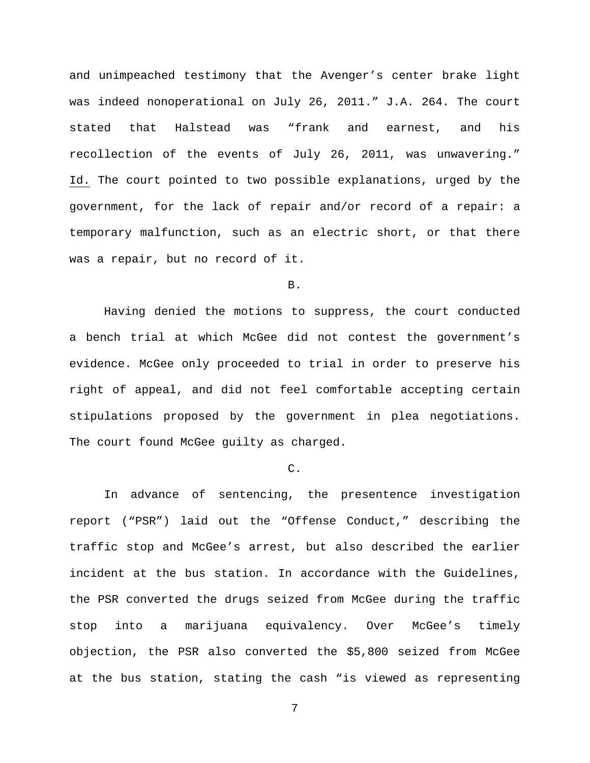and unimpeached testimony that the Avenger's center brake light was indeed nonoperational on July 26, 2011." J.A. 264. The court stated that Halstead was "frank and earnest, and his recollection of the events of July 26, 2011, was unwavering." Id. The court pointed to two possible explanations, urged by the government, for the lack of repair and/or record of a repair: a temporary malfunction, such as an electric short, or that there was a repair, but no record of it.

B.

Having denied the motions to suppress, the court conducted a bench trial at which McGee did not contest the government's evidence. McGee only proceeded to trial in order to preserve his right of appeal, and did not feel comfortable accepting certain stipulations proposed by the government in plea negotiations. The court found McGee guilty as charged.

C.

In advance of sentencing, the presentence investigation report ("PSR") laid out the "Offense Conduct," describing the traffic stop and McGee's arrest, but also described the earlier incident at the bus station. In accordance with the Guidelines, the PSR converted the drugs seized from McGee during the traffic stop into a marijuana equivalency. Over McGee's timely objection, the PSR also converted the $5,800 seized from McGee at the bus station, stating the cash "is viewed as representing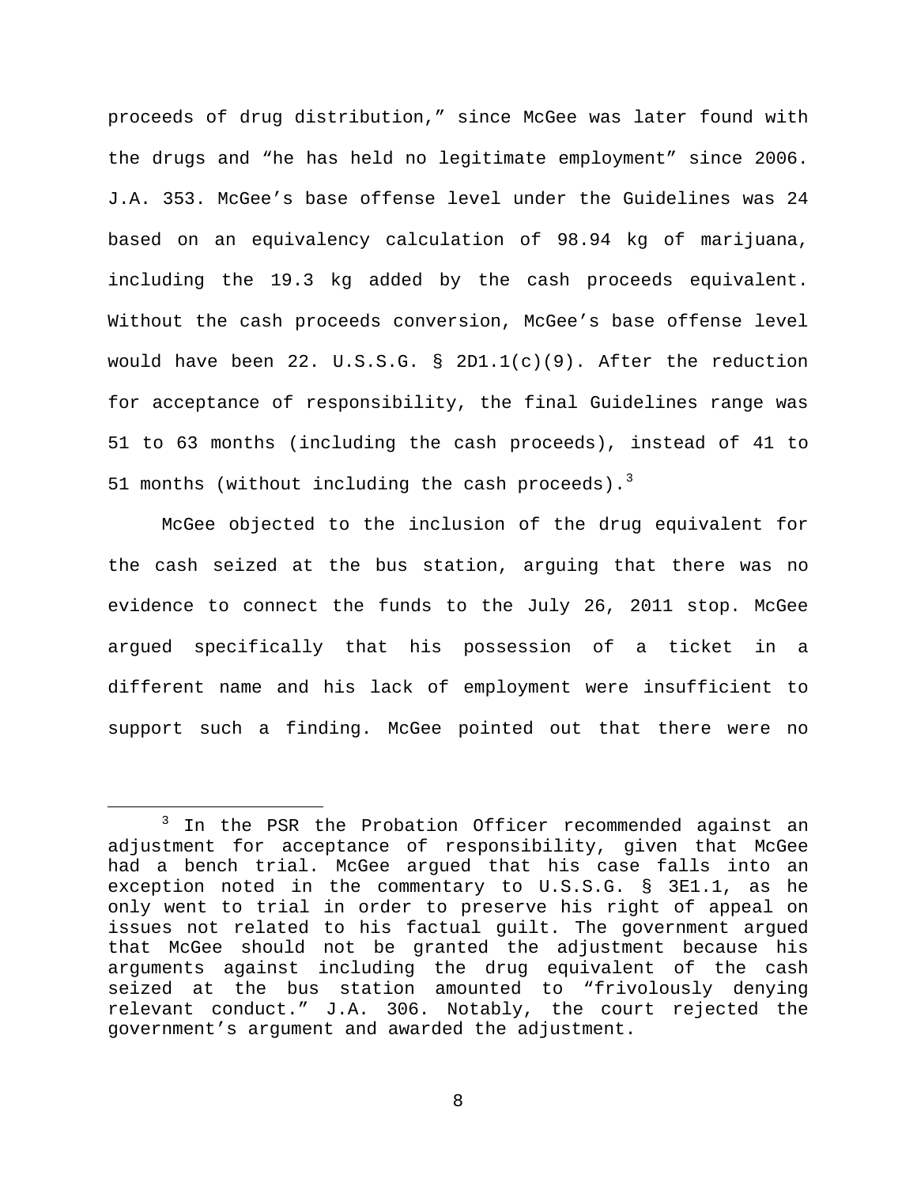proceeds of drug distribution," since McGee was later found with the drugs and "he has held no legitimate employment" since 2006. J.A. 353. McGee's base offense level under the Guidelines was 24 based on an equivalency calculation of 98.94 kg of marijuana, including the 19.3 kg added by the cash proceeds equivalent. Without the cash proceeds conversion, McGee's base offense level would have been 22. U.S.S.G. § 2D1.1(c)(9). After the reduction for acceptance of responsibility, the final Guidelines range was 51 to 63 months (including the cash proceeds), instead of 41 to 51 months (without including the cash proceeds).[3]

McGee objected to the inclusion of the drug equivalent for the cash seized at the bus station, arguing that there was no evidence to connect the funds to the July 26, 2011 stop. McGee argued specifically that his possession of a ticket in a different name and his lack of employment were insufficient to support such a finding. McGee pointed out that there were no

[3] In the PSR the Probation Officer recommended against an adjustment for acceptance of responsibility, given that McGee had a bench trial. McGee argued that his case falls into an exception noted in the commentary to U.S.S.G. § 3E1.1, as he only went to trial in order to preserve his right of appeal on issues not related to his factual guilt. The government argued that McGee should not be granted the adjustment because his arguments against including the drug equivalent of the cash seized at the bus station amounted to "frivolously denying relevant conduct." J.A. 306. Notably, the court rejected the government's argument and awarded the adjustment.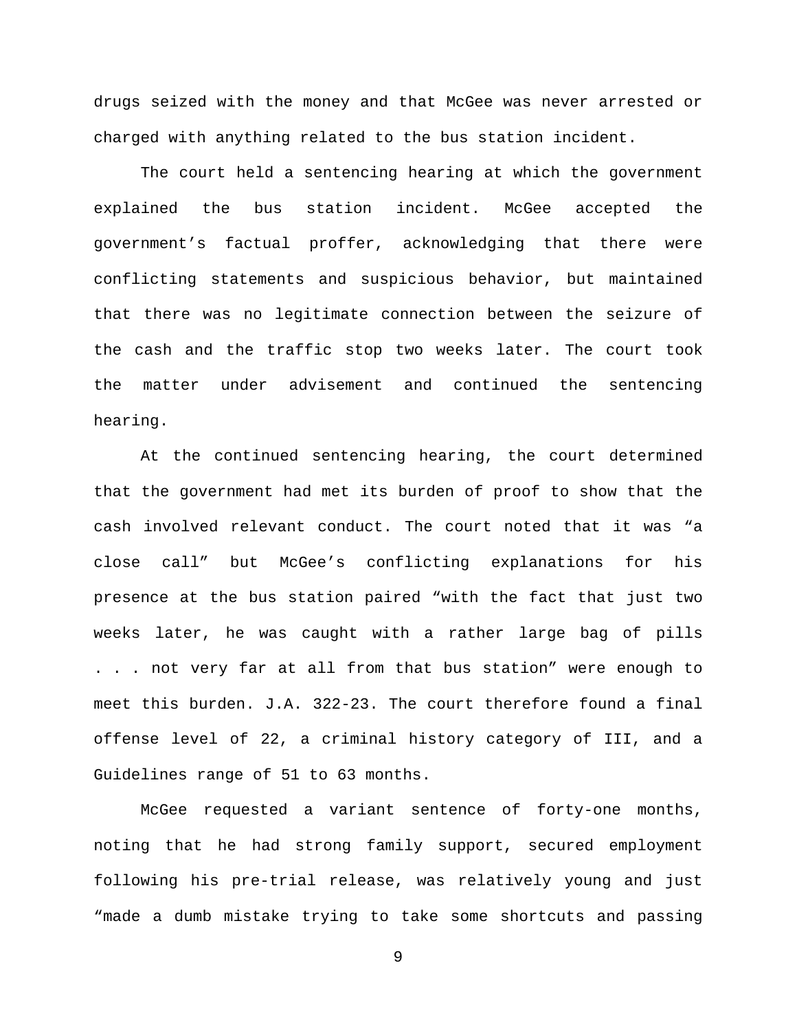drugs seized with the money and that McGee was never arrested or charged with anything related to the bus station incident.

The court held a sentencing hearing at which the government explained the bus station incident. McGee accepted the government's factual proffer, acknowledging that there were conflicting statements and suspicious behavior, but maintained that there was no legitimate connection between the seizure of the cash and the traffic stop two weeks later. The court took the matter under advisement and continued the sentencing hearing.

At the continued sentencing hearing, the court determined that the government had met its burden of proof to show that the cash involved relevant conduct. The court noted that it was "a close call" but McGee's conflicting explanations for his presence at the bus station paired "with the fact that just two weeks later, he was caught with a rather large bag of pills . . . not very far at all from that bus station" were enough to meet this burden. J.A. 322-23. The court therefore found a final offense level of 22, a criminal history category of III, and a Guidelines range of 51 to 63 months.

McGee requested a variant sentence of forty-one months, noting that he had strong family support, secured employment following his pre-trial release, was relatively young and just "made a dumb mistake trying to take some shortcuts and passing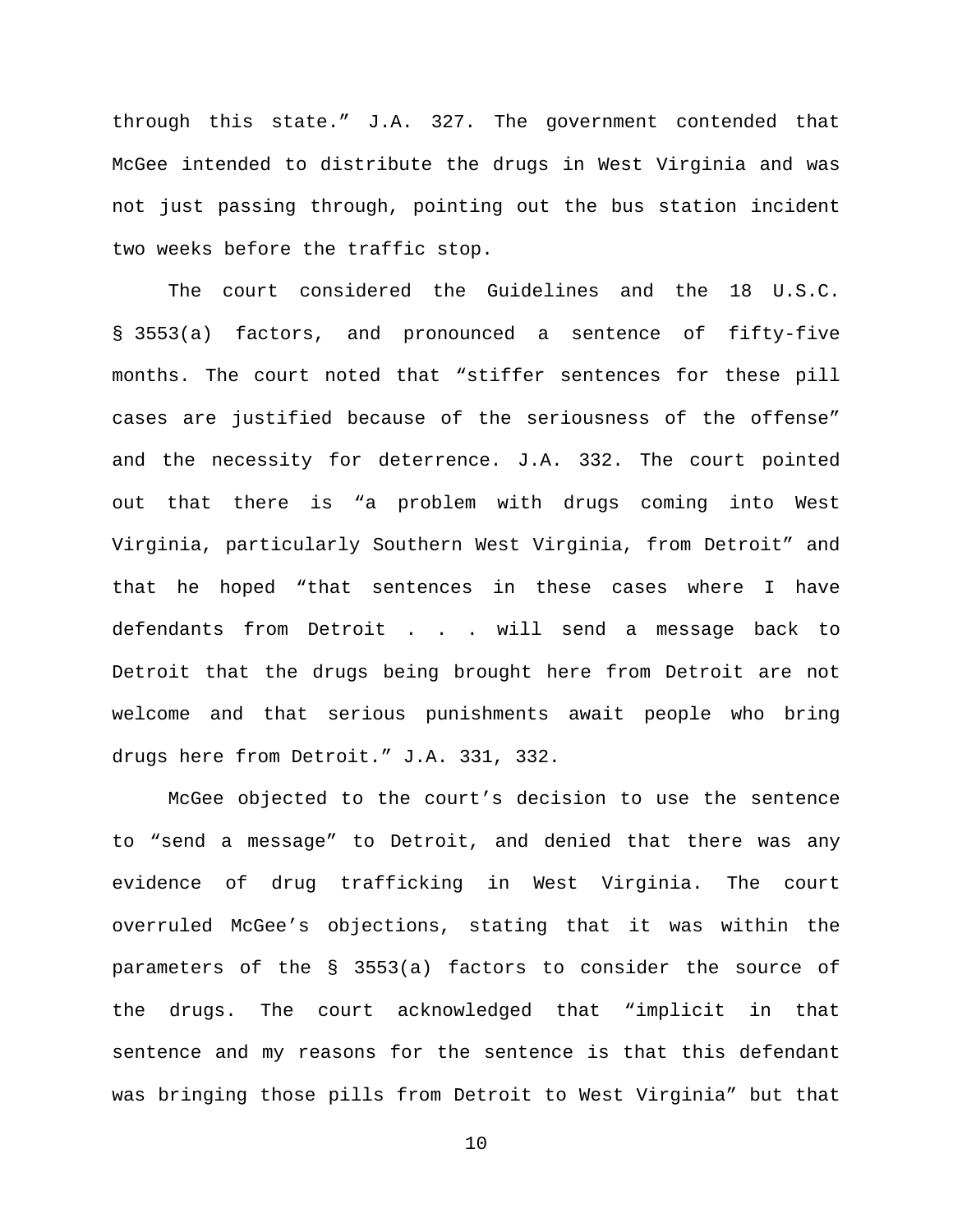through this state." J.A. 327. The government contended that McGee intended to distribute the drugs in West Virginia and was not just passing through, pointing out the bus station incident two weeks before the traffic stop.

The court considered the Guidelines and the 18 U.S.C. § 3553(a) factors, and pronounced a sentence of fifty-five months. The court noted that "stiffer sentences for these pill cases are justified because of the seriousness of the offense" and the necessity for deterrence. J.A. 332. The court pointed out that there is "a problem with drugs coming into West Virginia, particularly Southern West Virginia, from Detroit" and that he hoped "that sentences in these cases where I have defendants from Detroit . . . will send a message back to Detroit that the drugs being brought here from Detroit are not welcome and that serious punishments await people who bring drugs here from Detroit." J.A. 331, 332.

McGee objected to the court's decision to use the sentence to "send a message" to Detroit, and denied that there was any evidence of drug trafficking in West Virginia. The court overruled McGee's objections, stating that it was within the parameters of the § 3553(a) factors to consider the source of the drugs. The court acknowledged that "implicit in that sentence and my reasons for the sentence is that this defendant was bringing those pills from Detroit to West Virginia" but that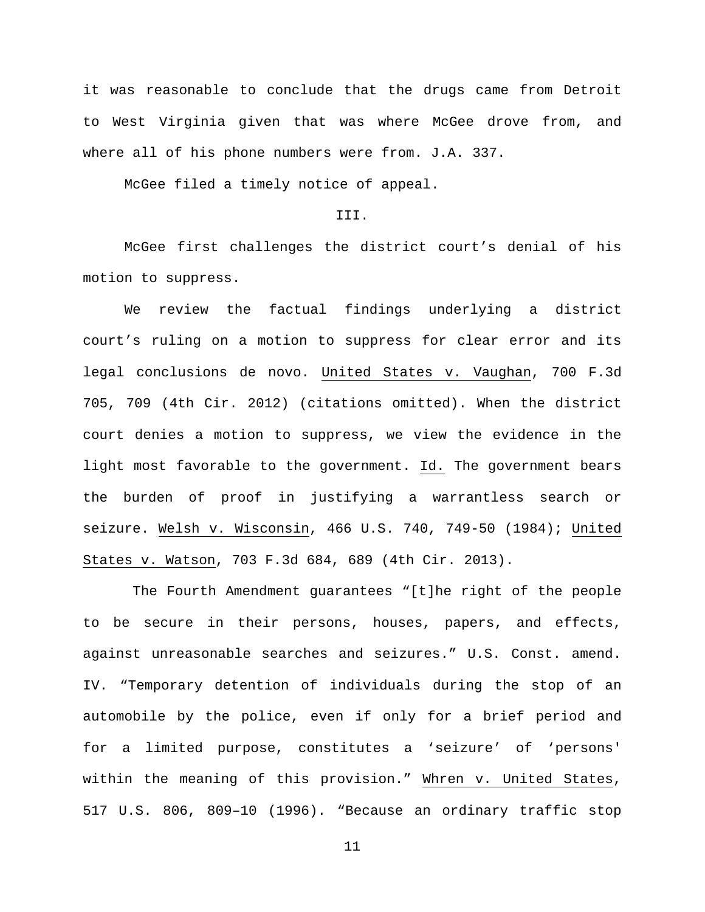it was reasonable to conclude that the drugs came from Detroit to West Virginia given that was where McGee drove from, and where all of his phone numbers were from. J.A. 337.

McGee filed a timely notice of appeal.

III.

McGee first challenges the district court's denial of his motion to suppress.

We review the factual findings underlying a district court's ruling on a motion to suppress for clear error and its legal conclusions de novo. United States v. Vaughan, 700 F.3d 705, 709 (4th Cir. 2012) (citations omitted). When the district court denies a motion to suppress, we view the evidence in the light most favorable to the government. Id. The government bears the burden of proof in justifying a warrantless search or seizure. Welsh v. Wisconsin, 466 U.S. 740, 749-50 (1984); United States v. Watson, 703 F.3d 684, 689 (4th Cir. 2013).

The Fourth Amendment guarantees "[t]he right of the people to be secure in their persons, houses, papers, and effects, against unreasonable searches and seizures." U.S. Const. amend. IV. "Temporary detention of individuals during the stop of an automobile by the police, even if only for a brief period and for a limited purpose, constitutes a 'seizure' of 'persons' within the meaning of this provision." Whren v. United States, 517 U.S. 806, 809–10 (1996). "Because an ordinary traffic stop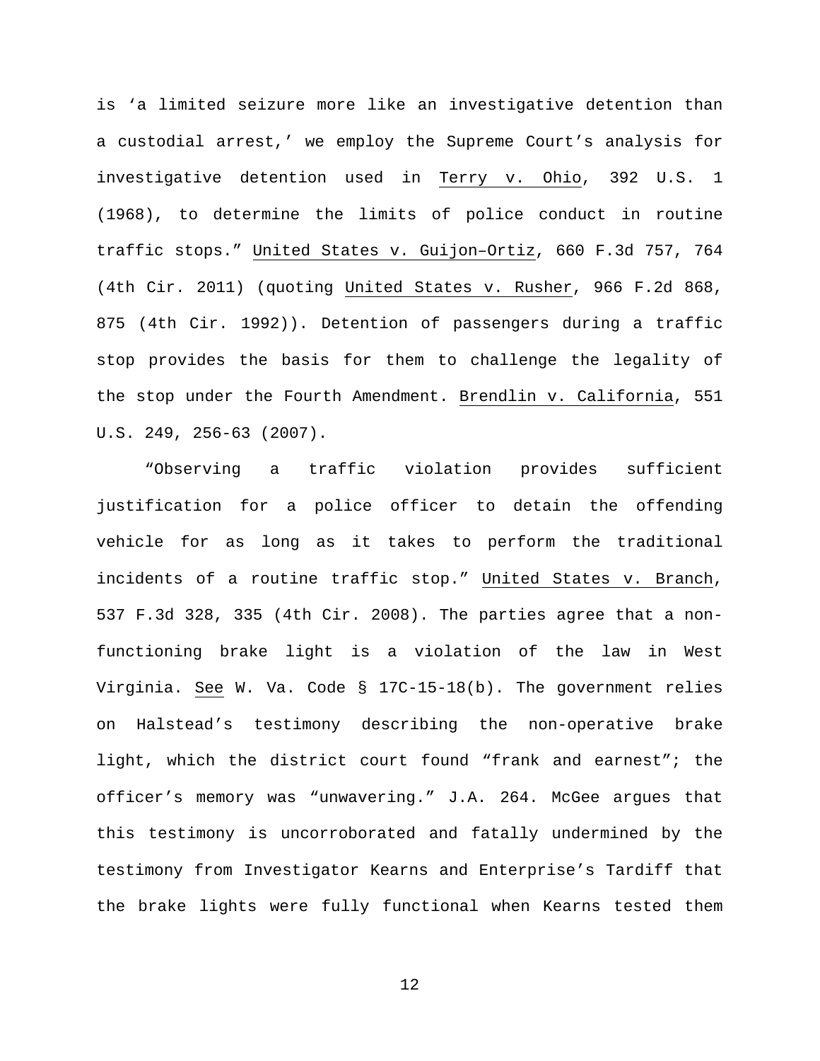is 'a limited seizure more like an investigative detention than a custodial arrest,' we employ the Supreme Court's analysis for investigative detention used in Terry v. Ohio, 392 U.S. 1 (1968), to determine the limits of police conduct in routine traffic stops." United States v. Guijon–Ortiz, 660 F.3d 757, 764 (4th Cir. 2011) (quoting United States v. Rusher, 966 F.2d 868, 875 (4th Cir. 1992)). Detention of passengers during a traffic stop provides the basis for them to challenge the legality of the stop under the Fourth Amendment. Brendlin v. California, 551 U.S. 249, 256-63 (2007).

"Observing a traffic violation provides sufficient justification for a police officer to detain the offending vehicle for as long as it takes to perform the traditional incidents of a routine traffic stop." United States v. Branch, 537 F.3d 328, 335 (4th Cir. 2008). The parties agree that a non-functioning brake light is a violation of the law in West Virginia. See W. Va. Code § 17C-15-18(b). The government relies on Halstead's testimony describing the non-operative brake light, which the district court found "frank and earnest"; the officer's memory was "unwavering." J.A. 264. McGee argues that this testimony is uncorroborated and fatally undermined by the testimony from Investigator Kearns and Enterprise's Tardiff that the brake lights were fully functional when Kearns tested them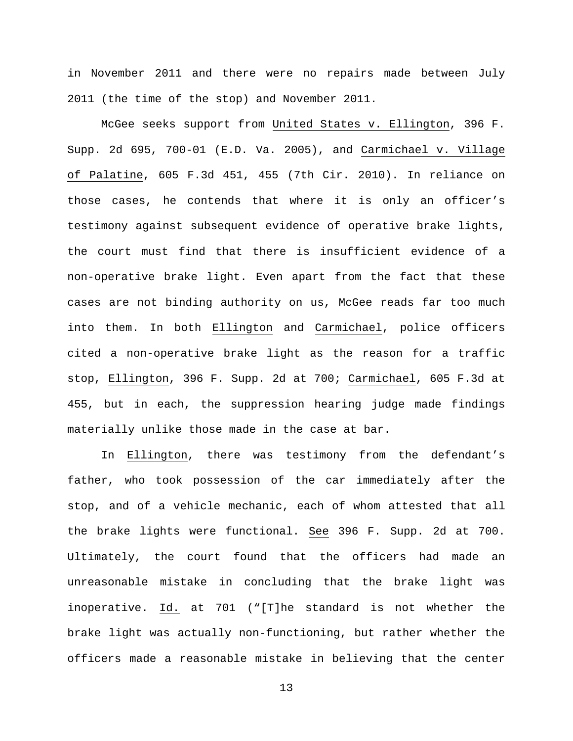in November 2011 and there were no repairs made between July 2011 (the time of the stop) and November 2011.

McGee seeks support from United States v. Ellington, 396 F. Supp. 2d 695, 700-01 (E.D. Va. 2005), and Carmichael v. Village of Palatine, 605 F.3d 451, 455 (7th Cir. 2010). In reliance on those cases, he contends that where it is only an officer's testimony against subsequent evidence of operative brake lights, the court must find that there is insufficient evidence of a non-operative brake light. Even apart from the fact that these cases are not binding authority on us, McGee reads far too much into them. In both Ellington and Carmichael, police officers cited a non-operative brake light as the reason for a traffic stop, Ellington, 396 F. Supp. 2d at 700; Carmichael, 605 F.3d at 455, but in each, the suppression hearing judge made findings materially unlike those made in the case at bar.

In Ellington, there was testimony from the defendant's father, who took possession of the car immediately after the stop, and of a vehicle mechanic, each of whom attested that all the brake lights were functional. See 396 F. Supp. 2d at 700. Ultimately, the court found that the officers had made an unreasonable mistake in concluding that the brake light was inoperative. Id. at 701 ("[T]he standard is not whether the brake light was actually non-functioning, but rather whether the officers made a reasonable mistake in believing that the center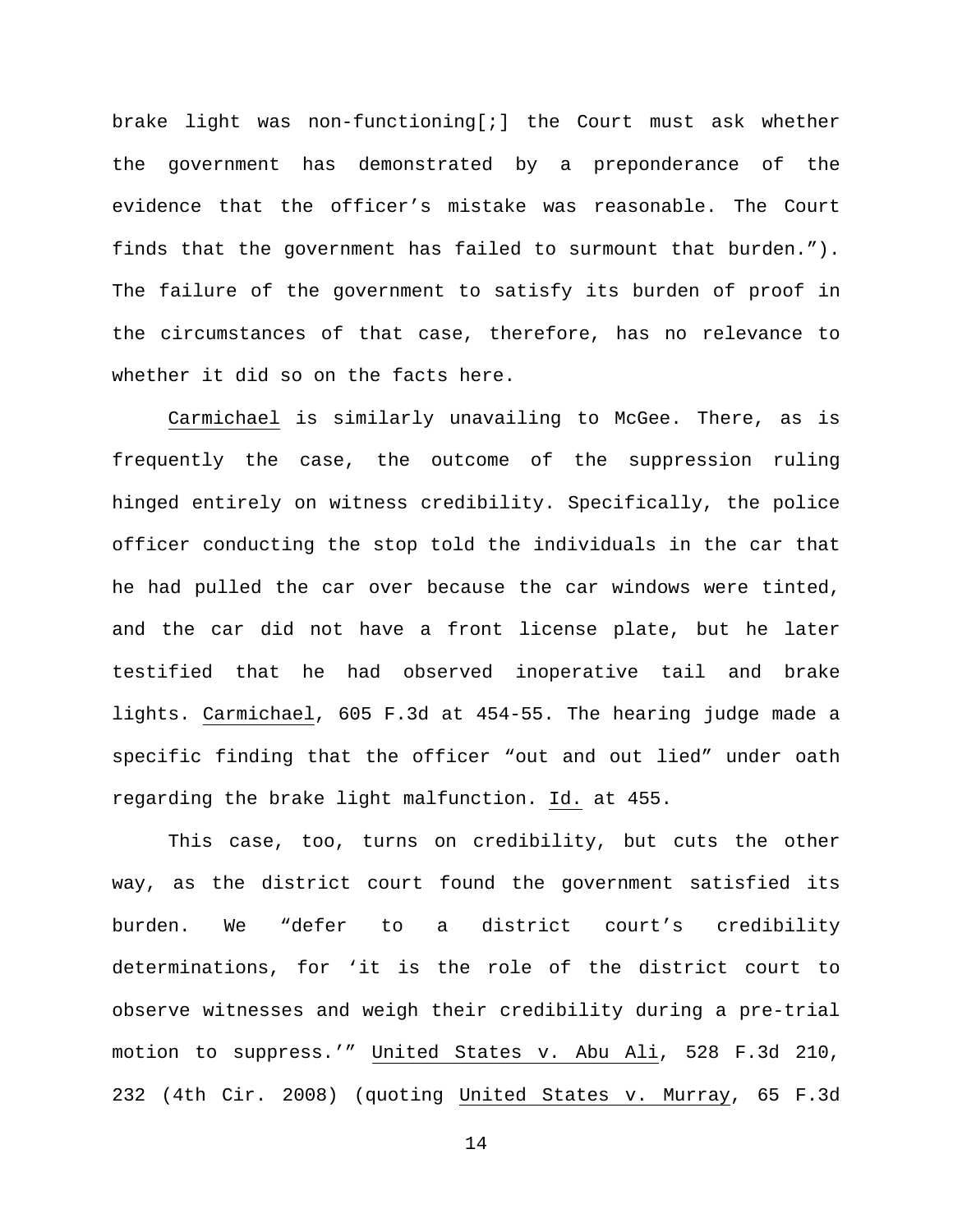brake light was non-functioning[;] the Court must ask whether the government has demonstrated by a preponderance of the evidence that the officer's mistake was reasonable. The Court finds that the government has failed to surmount that burden."). The failure of the government to satisfy its burden of proof in the circumstances of that case, therefore, has no relevance to whether it did so on the facts here.

Carmichael is similarly unavailing to McGee. There, as is frequently the case, the outcome of the suppression ruling hinged entirely on witness credibility. Specifically, the police officer conducting the stop told the individuals in the car that he had pulled the car over because the car windows were tinted, and the car did not have a front license plate, but he later testified that he had observed inoperative tail and brake lights. Carmichael, 605 F.3d at 454-55. The hearing judge made a specific finding that the officer "out and out lied" under oath regarding the brake light malfunction. Id. at 455.

This case, too, turns on credibility, but cuts the other way, as the district court found the government satisfied its burden. We "defer to a district court's credibility determinations, for 'it is the role of the district court to observe witnesses and weigh their credibility during a pre-trial motion to suppress.'" United States v. Abu Ali, 528 F.3d 210, 232 (4th Cir. 2008) (quoting United States v. Murray, 65 F.3d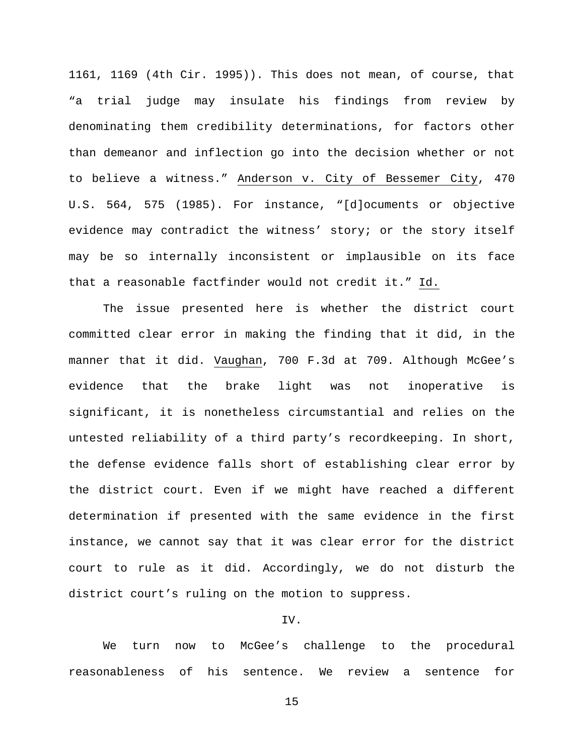1161, 1169 (4th Cir. 1995)). This does not mean, of course, that "a trial judge may insulate his findings from review by denominating them credibility determinations, for factors other than demeanor and inflection go into the decision whether or not to believe a witness." Anderson v. City of Bessemer City, 470 U.S. 564, 575 (1985). For instance, "[d]ocuments or objective evidence may contradict the witness' story; or the story itself may be so internally inconsistent or implausible on its face that a reasonable factfinder would not credit it." Id.

The issue presented here is whether the district court committed clear error in making the finding that it did, in the manner that it did. Vaughan, 700 F.3d at 709. Although McGee's evidence that the brake light was not inoperative is significant, it is nonetheless circumstantial and relies on the untested reliability of a third party's recordkeeping. In short, the defense evidence falls short of establishing clear error by the district court. Even if we might have reached a different determination if presented with the same evidence in the first instance, we cannot say that it was clear error for the district court to rule as it did. Accordingly, we do not disturb the district court's ruling on the motion to suppress.

## IV.

We turn now to McGee's challenge to the procedural reasonableness of his sentence. We review a sentence for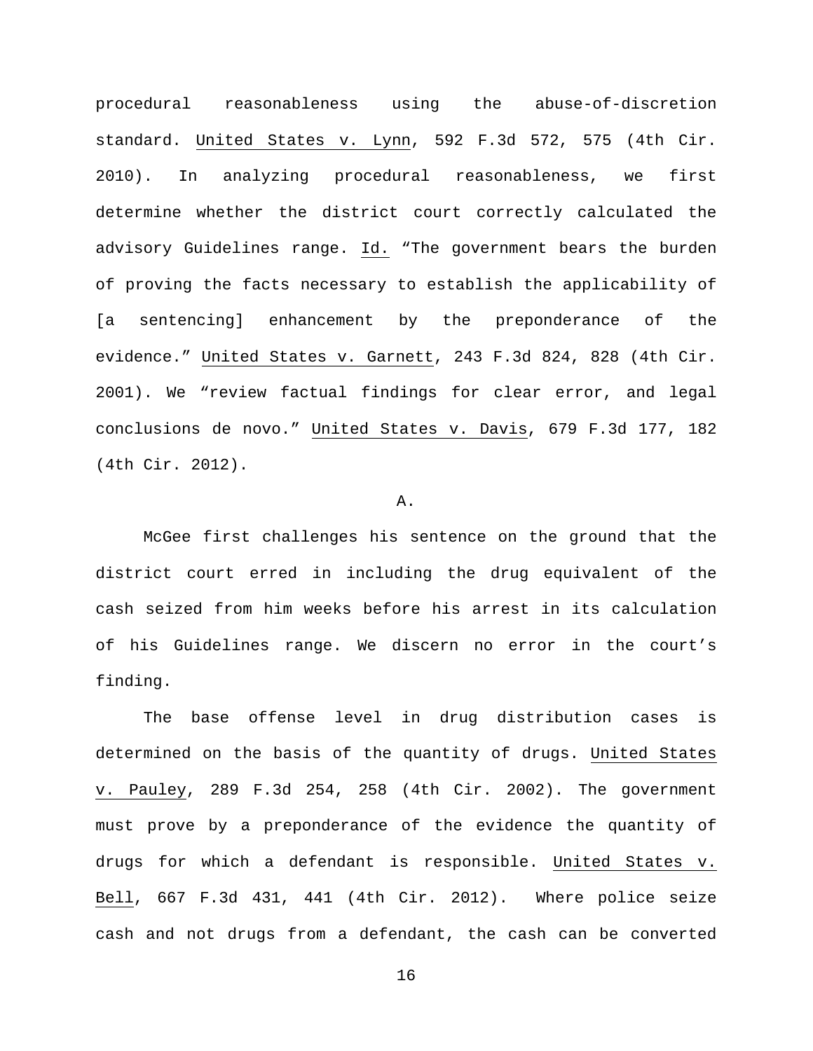procedural reasonableness using the abuse-of-discretion standard. United States v. Lynn, 592 F.3d 572, 575 (4th Cir. 2010). In analyzing procedural reasonableness, we first determine whether the district court correctly calculated the advisory Guidelines range. Id. "The government bears the burden of proving the facts necessary to establish the applicability of [a sentencing] enhancement by the preponderance of the evidence." United States v. Garnett, 243 F.3d 824, 828 (4th Cir. 2001). We "review factual findings for clear error, and legal conclusions de novo." United States v. Davis, 679 F.3d 177, 182 (4th Cir. 2012).

A.

McGee first challenges his sentence on the ground that the district court erred in including the drug equivalent of the cash seized from him weeks before his arrest in its calculation of his Guidelines range. We discern no error in the court's finding.

The base offense level in drug distribution cases is determined on the basis of the quantity of drugs. United States v. Pauley, 289 F.3d 254, 258 (4th Cir. 2002). The government must prove by a preponderance of the evidence the quantity of drugs for which a defendant is responsible. United States v. Bell, 667 F.3d 431, 441 (4th Cir. 2012). Where police seize cash and not drugs from a defendant, the cash can be converted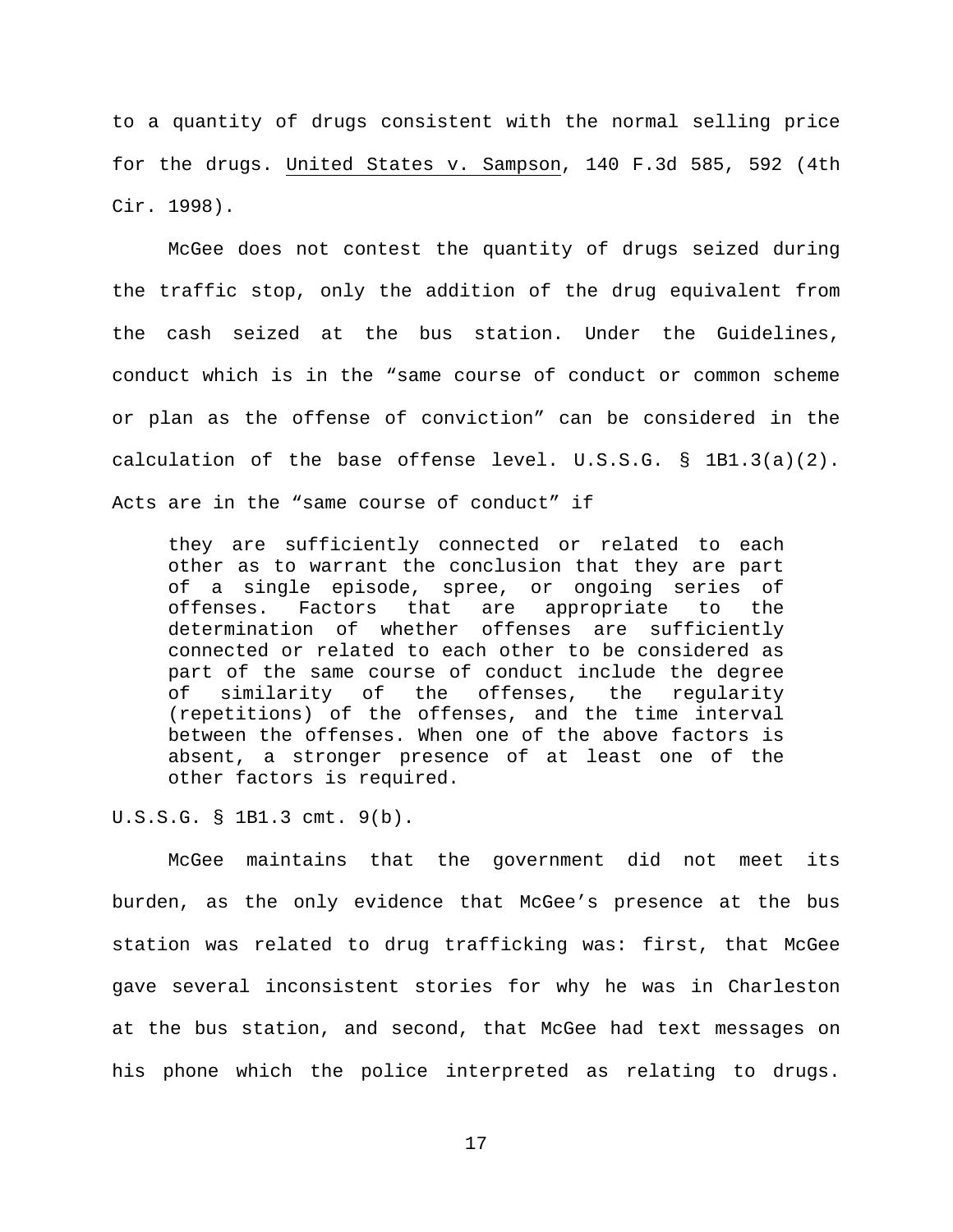to a quantity of drugs consistent with the normal selling price for the drugs. United States v. Sampson, 140 F.3d 585, 592 (4th Cir. 1998).

McGee does not contest the quantity of drugs seized during the traffic stop, only the addition of the drug equivalent from the cash seized at the bus station. Under the Guidelines, conduct which is in the "same course of conduct or common scheme or plan as the offense of conviction" can be considered in the calculation of the base offense level. U.S.S.G. § 1B1.3(a)(2). Acts are in the "same course of conduct" if

> they are sufficiently connected or related to each other as to warrant the conclusion that they are part of a single episode, spree, or ongoing series of offenses. Factors that are appropriate to the determination of whether offenses are sufficiently connected or related to each other to be considered as part of the same course of conduct include the degree of similarity of the offenses, the regularity (repetitions) of the offenses, and the time interval between the offenses. When one of the above factors is absent, a stronger presence of at least one of the other factors is required.

U.S.S.G. § 1B1.3 cmt. 9(b).

McGee maintains that the government did not meet its burden, as the only evidence that McGee's presence at the bus station was related to drug trafficking was: first, that McGee gave several inconsistent stories for why he was in Charleston at the bus station, and second, that McGee had text messages on his phone which the police interpreted as relating to drugs.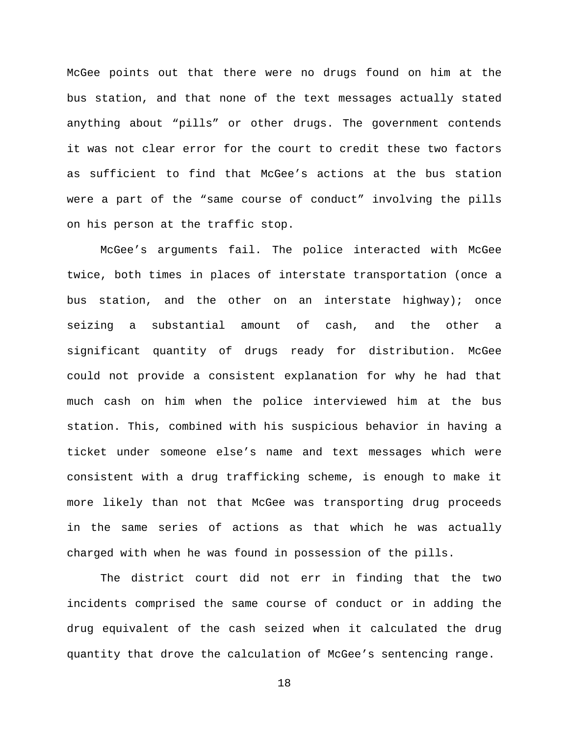McGee points out that there were no drugs found on him at the bus station, and that none of the text messages actually stated anything about "pills" or other drugs. The government contends it was not clear error for the court to credit these two factors as sufficient to find that McGee's actions at the bus station were a part of the "same course of conduct" involving the pills on his person at the traffic stop.

McGee's arguments fail. The police interacted with McGee twice, both times in places of interstate transportation (once a bus station, and the other on an interstate highway); once seizing a substantial amount of cash, and the other a significant quantity of drugs ready for distribution. McGee could not provide a consistent explanation for why he had that much cash on him when the police interviewed him at the bus station. This, combined with his suspicious behavior in having a ticket under someone else's name and text messages which were consistent with a drug trafficking scheme, is enough to make it more likely than not that McGee was transporting drug proceeds in the same series of actions as that which he was actually charged with when he was found in possession of the pills.

The district court did not err in finding that the two incidents comprised the same course of conduct or in adding the drug equivalent of the cash seized when it calculated the drug quantity that drove the calculation of McGee's sentencing range.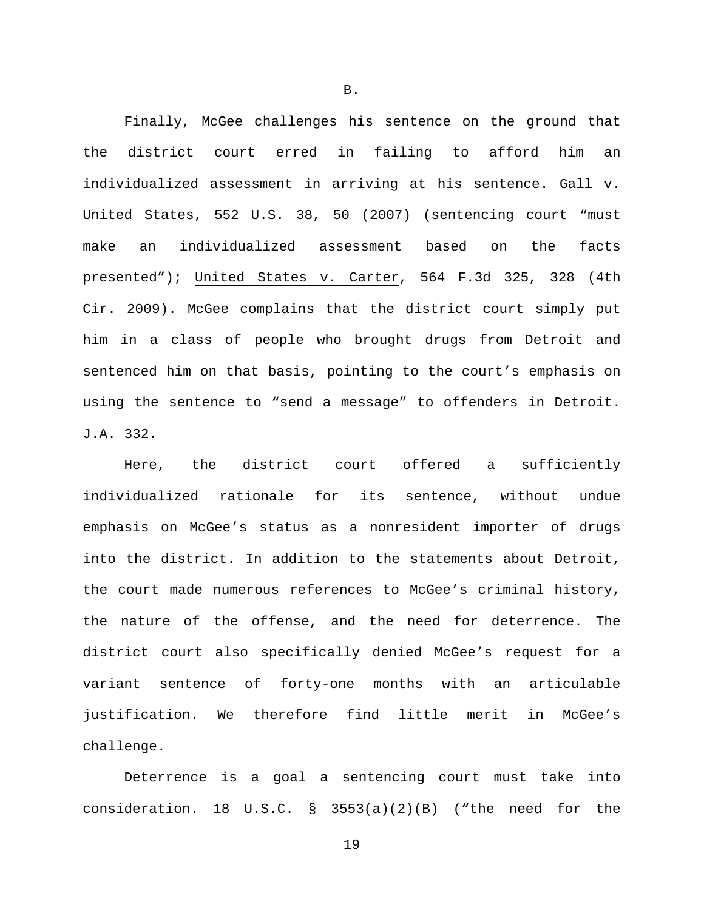B.

Finally, McGee challenges his sentence on the ground that the district court erred in failing to afford him an individualized assessment in arriving at his sentence. Gall v. United States, 552 U.S. 38, 50 (2007) (sentencing court "must make an individualized assessment based on the facts presented"); United States v. Carter, 564 F.3d 325, 328 (4th Cir. 2009). McGee complains that the district court simply put him in a class of people who brought drugs from Detroit and sentenced him on that basis, pointing to the court's emphasis on using the sentence to "send a message" to offenders in Detroit. J.A. 332.

Here, the district court offered a sufficiently individualized rationale for its sentence, without undue emphasis on McGee's status as a nonresident importer of drugs into the district. In addition to the statements about Detroit, the court made numerous references to McGee's criminal history, the nature of the offense, and the need for deterrence. The district court also specifically denied McGee's request for a variant sentence of forty-one months with an articulable justification. We therefore find little merit in McGee's challenge.

Deterrence is a goal a sentencing court must take into consideration. 18 U.S.C. § 3553(a)(2)(B) ("the need for the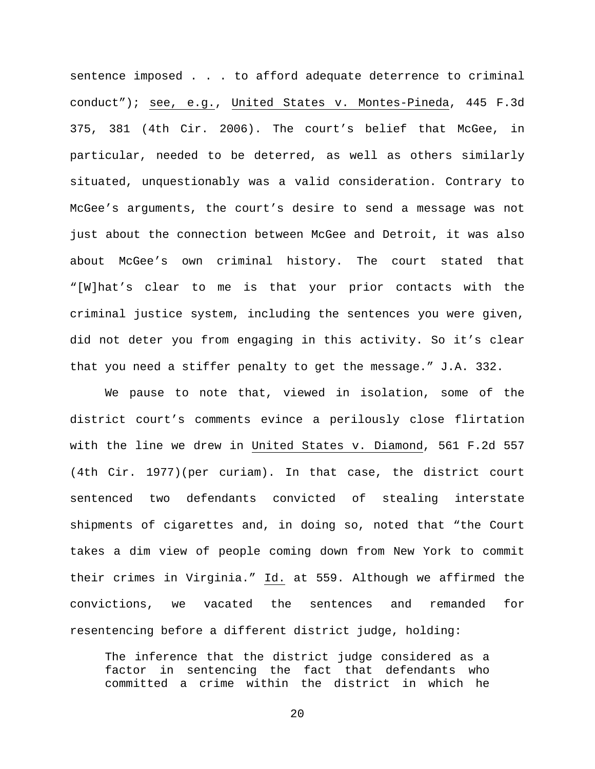sentence imposed . . . to afford adequate deterrence to criminal conduct"); see, e.g., United States v. Montes-Pineda, 445 F.3d 375, 381 (4th Cir. 2006). The court's belief that McGee, in particular, needed to be deterred, as well as others similarly situated, unquestionably was a valid consideration. Contrary to McGee's arguments, the court's desire to send a message was not just about the connection between McGee and Detroit, it was also about McGee's own criminal history. The court stated that "[W]hat's clear to me is that your prior contacts with the criminal justice system, including the sentences you were given, did not deter you from engaging in this activity. So it's clear that you need a stiffer penalty to get the message." J.A. 332.

We pause to note that, viewed in isolation, some of the district court's comments evince a perilously close flirtation with the line we drew in United States v. Diamond, 561 F.2d 557 (4th Cir. 1977)(per curiam). In that case, the district court sentenced two defendants convicted of stealing interstate shipments of cigarettes and, in doing so, noted that "the Court takes a dim view of people coming down from New York to commit their crimes in Virginia." Id. at 559. Although we affirmed the convictions, we vacated the sentences and remanded for resentencing before a different district judge, holding:

> The inference that the district judge considered as a factor in sentencing the fact that defendants who committed a crime within the district in which he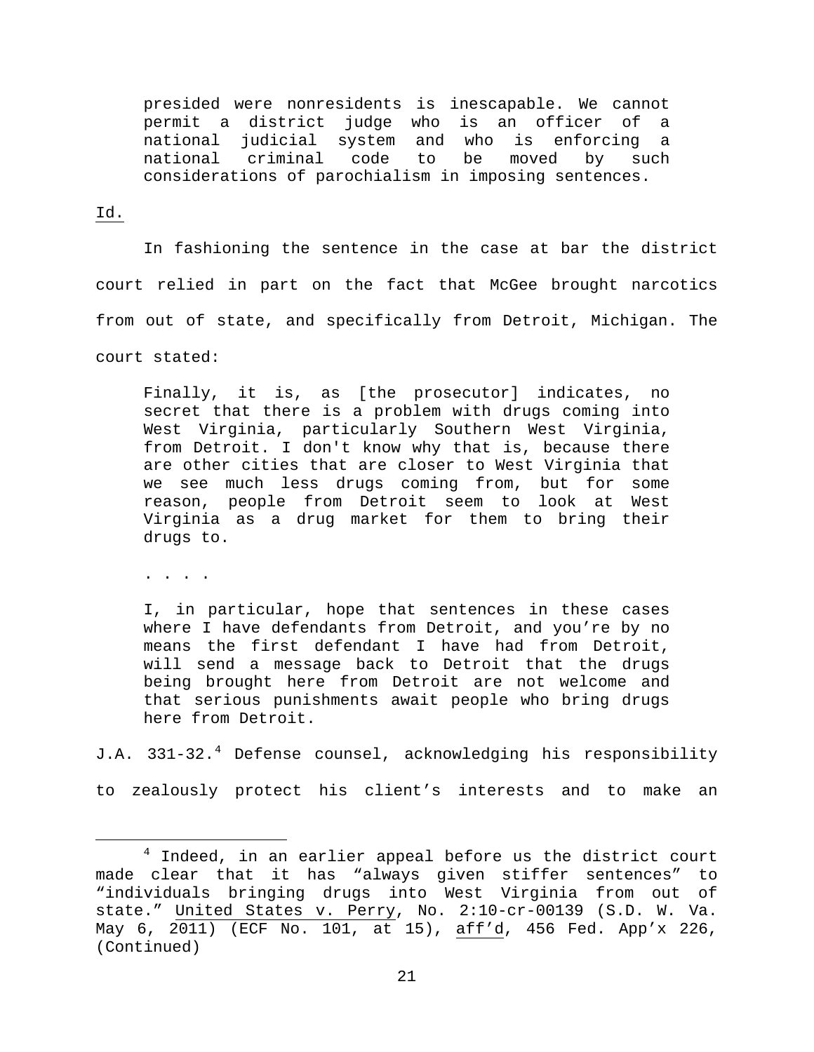> presided were nonresidents is inescapable. We cannot permit a district judge who is an officer of a national judicial system and who is enforcing a national criminal code to be moved by such considerations of parochialism in imposing sentences.

Id.

In fashioning the sentence in the case at bar the district court relied in part on the fact that McGee brought narcotics from out of state, and specifically from Detroit, Michigan. The court stated:

> Finally, it is, as [the prosecutor] indicates, no secret that there is a problem with drugs coming into West Virginia, particularly Southern West Virginia, from Detroit. I don't know why that is, because there are other cities that are closer to West Virginia that we see much less drugs coming from, but for some reason, people from Detroit seem to look at West Virginia as a drug market for them to bring their drugs to.
>
> . . . .
>
> I, in particular, hope that sentences in these cases where I have defendants from Detroit, and you're by no means the first defendant I have had from Detroit, will send a message back to Detroit that the drugs being brought here from Detroit are not welcome and that serious punishments await people who bring drugs here from Detroit.

J.A. 331-32.[4] Defense counsel, acknowledging his responsibility to zealously protect his client's interests and to make an

---

[4] Indeed, in an earlier appeal before us the district court made clear that it has "always given stiffer sentences" to "individuals bringing drugs into West Virginia from out of state." United States v. Perry, No. 2:10-cr-00139 (S.D. W. Va. May 6, 2011) (ECF No. 101, at 15), aff'd, 456 Fed. App'x 226, (Continued)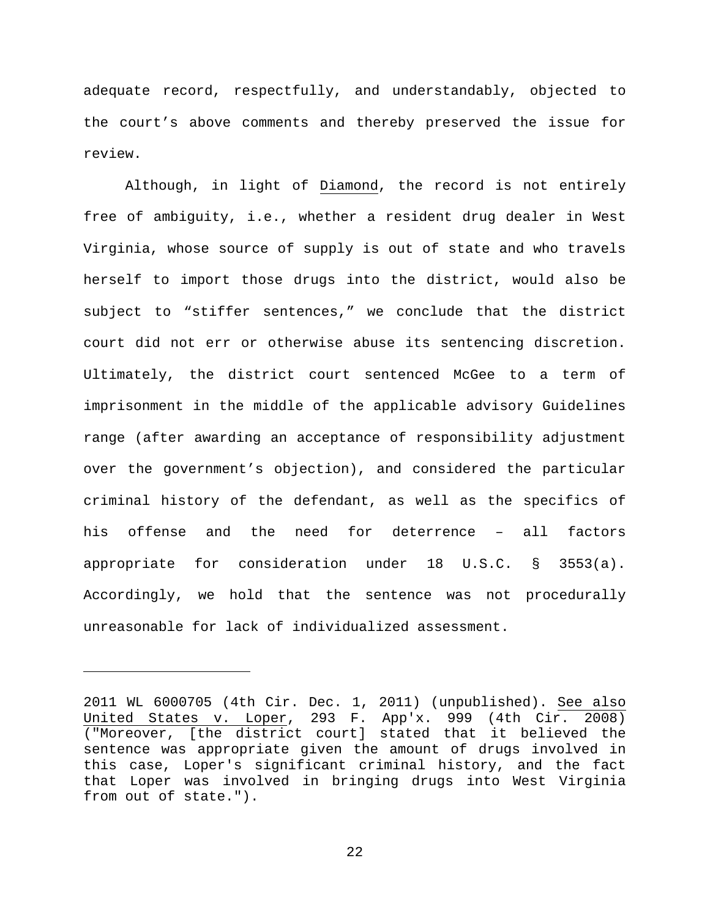adequate record, respectfully, and understandably, objected to the court's above comments and thereby preserved the issue for review.

Although, in light of Diamond, the record is not entirely free of ambiguity, i.e., whether a resident drug dealer in West Virginia, whose source of supply is out of state and who travels herself to import those drugs into the district, would also be subject to "stiffer sentences," we conclude that the district court did not err or otherwise abuse its sentencing discretion. Ultimately, the district court sentenced McGee to a term of imprisonment in the middle of the applicable advisory Guidelines range (after awarding an acceptance of responsibility adjustment over the government's objection), and considered the particular criminal history of the defendant, as well as the specifics of his offense and the need for deterrence – all factors appropriate for consideration under 18 U.S.C. § 3553(a). Accordingly, we hold that the sentence was not procedurally unreasonable for lack of individualized assessment.

---

2011 WL 6000705 (4th Cir. Dec. 1, 2011) (unpublished). See also United States v. Loper, 293 F. App'x. 999 (4th Cir. 2008) ("Moreover, [the district court] stated that it believed the sentence was appropriate given the amount of drugs involved in this case, Loper's significant criminal history, and the fact that Loper was involved in bringing drugs into West Virginia from out of state.").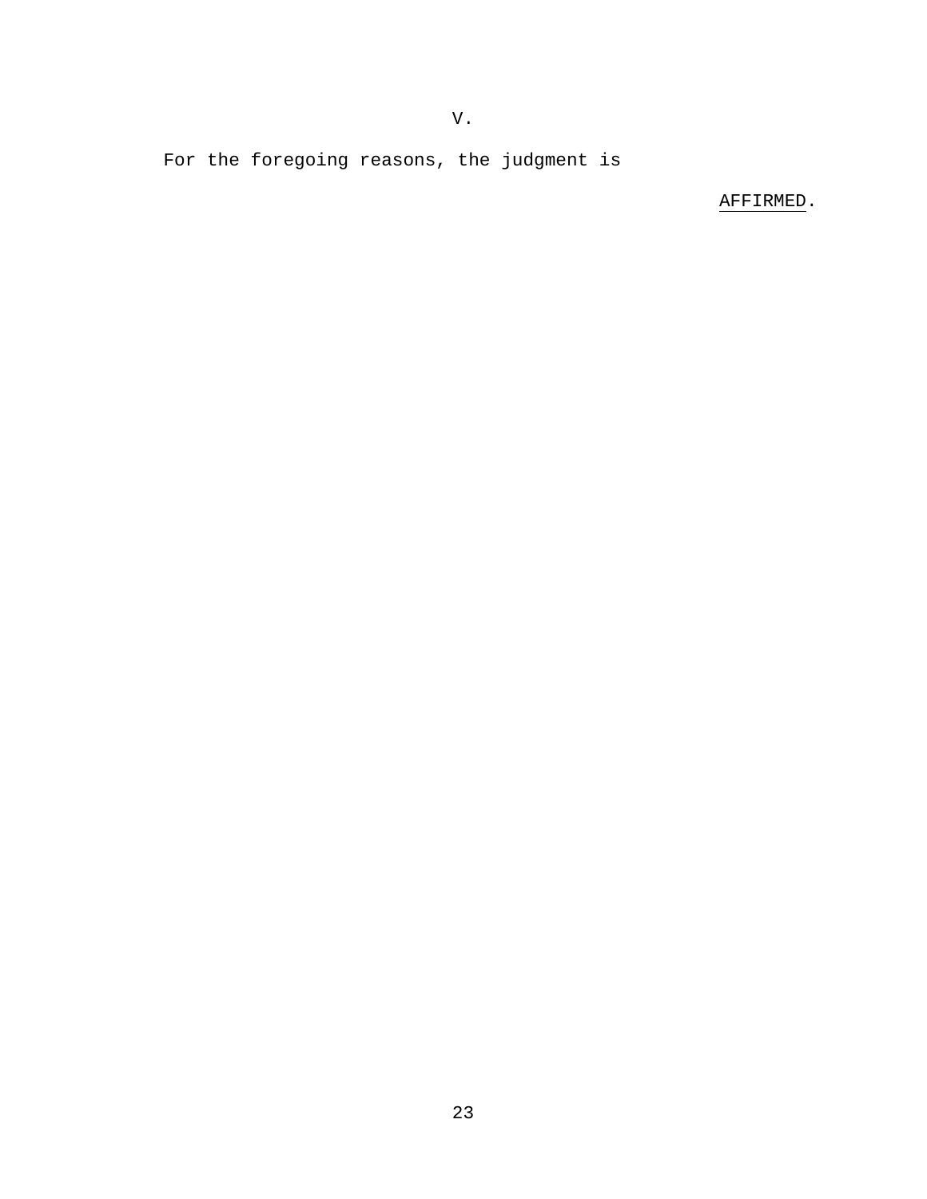## V.

For the foregoing reasons, the judgment is

AFFIRMED.